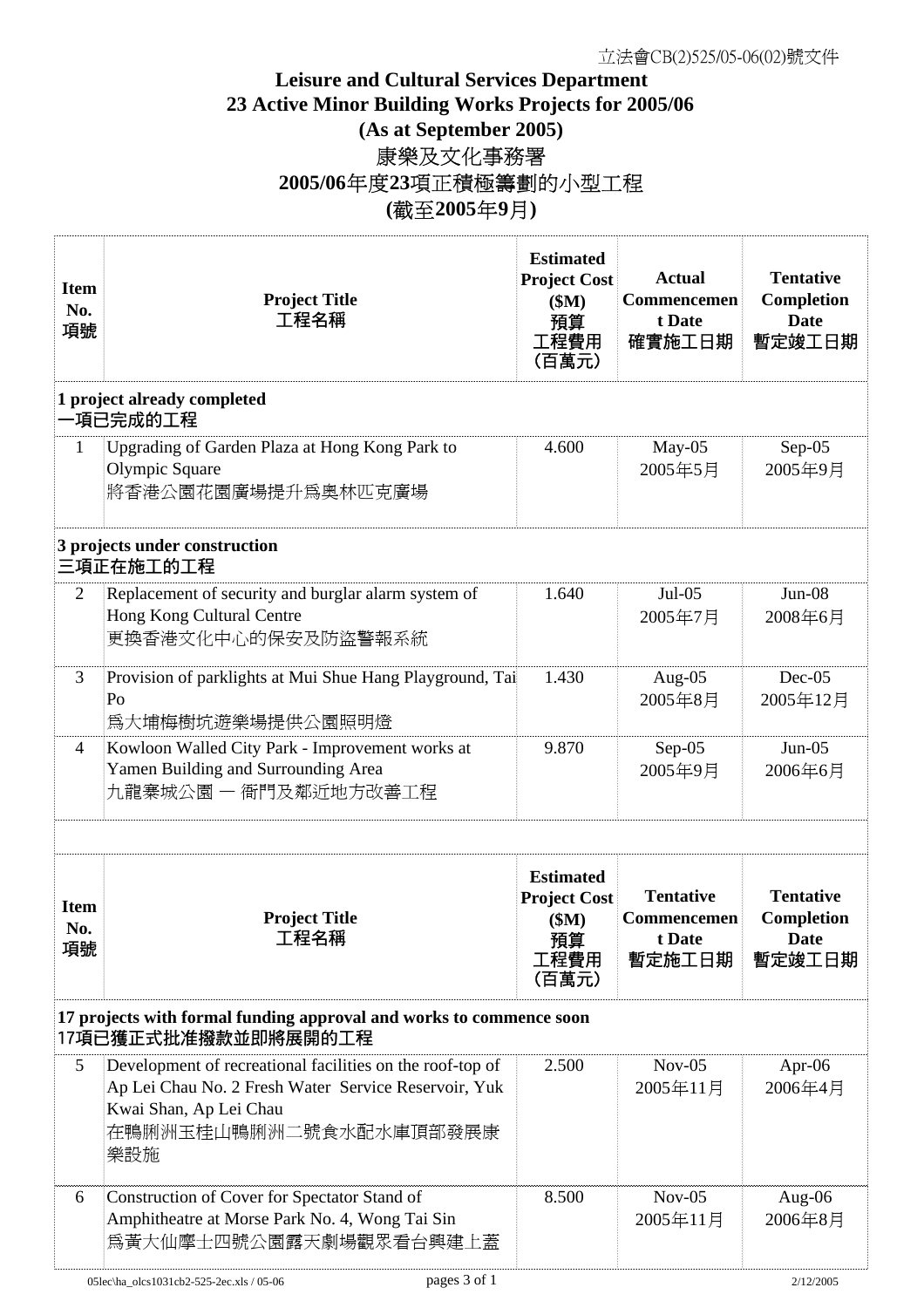立法會CB(2)525/05-06(02)號文件

# Leisure and Cultural Services Department
# 23 Active Minor Building Works Projects for 2005/06
# (As at September 2005)
# 康樂及文化事務署
# 2005/06年度23項正積極籌劃的小型工程
# (截至2005年9月)

| Item No. 項號 | Project Title 工程名稱 | Estimated Project Cost ($M) 預算工程費用 (百萬元) | Actual Commencement Date 確實施工日期 | Tentative Completion Date 暫定竣工日期 |
|---|---|---|---|---|
| **1 project already completed 一項已完成的工程** | | | | |
| 1 | Upgrading of Garden Plaza at Hong Kong Park to Olympic Square 將香港公園花園廣場提升爲奧林匹克廣場 | 4.600 | May-05 2005年5月 | Sep-05 2005年9月 |
| **3 projects under construction 三項正在施工的工程** | | | | |
| 2 | Replacement of security and burglar alarm system of Hong Kong Cultural Centre 更換香港文化中心的保安及防盜警報系統 | 1.640 | Jul-05 2005年7月 | Jun-08 2008年6月 |
| 3 | Provision of parklights at Mui Shue Hang Playground, Tai Po 爲大埔梅樹坑遊樂場提供公園照明燈 | 1.430 | Aug-05 2005年8月 | Dec-05 2005年12月 |
| 4 | Kowloon Walled City Park - Improvement works at Yamen Building and Surrounding Area 九龍寨城公園 — 衙門及鄰近地方改善工程 | 9.870 | Sep-05 2005年9月 | Jun-05 2006年6月 |

| Item No. 項號 | Project Title 工程名稱 | Estimated Project Cost ($M) 預算工程費用 (百萬元) | Tentative Commencement Date 暫定施工日期 | Tentative Completion Date 暫定竣工日期 |
|---|---|---|---|---|
| **17 projects with formal funding approval and works to commence soon 17項已獲正式批准撥款並即將展開的工程** | | | | |
| 5 | Development of recreational facilities on the roof-top of Ap Lei Chau No. 2 Fresh Water Service Reservoir, Yuk Kwai Shan, Ap Lei Chau 在鴨脷洲玉桂山鴨脷洲二號食水配水庫頂部發展康樂設施 | 2.500 | Nov-05 2005年11月 | Apr-06 2006年4月 |
| 6 | Construction of Cover for Spectator Stand of Amphitheatre at Morse Park No. 4, Wong Tai Sin 爲黃大仙摩士四號公園露天劇場觀眾看台興建上蓋 | 8.500 | Nov-05 2005年11月 | Aug-06 2006年8月 |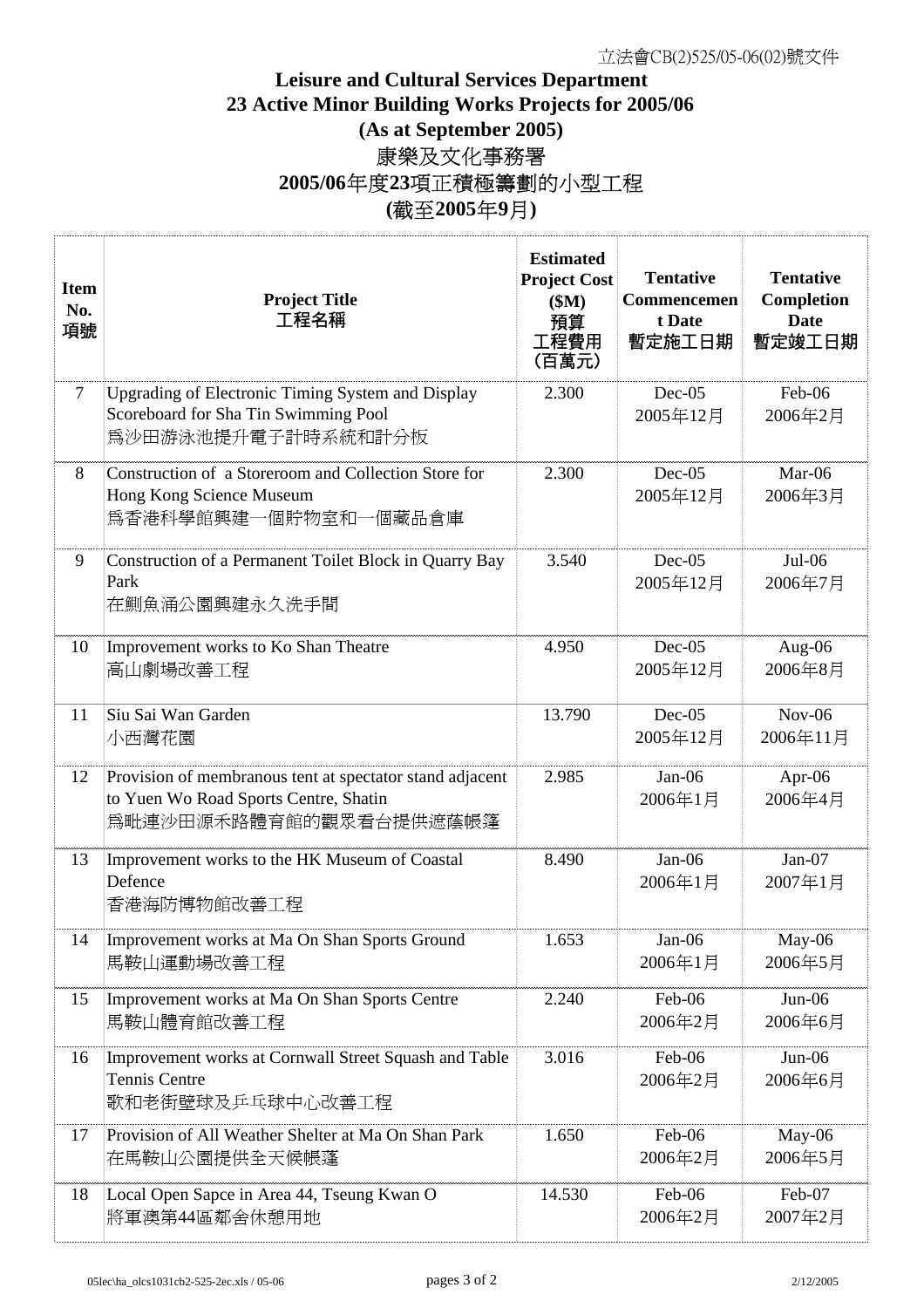立法會CB(2)525/05-06(02)號文件

**Leisure and Cultural Services Department**
**23 Active Minor Building Works Projects for 2005/06**
**(As at September 2005)**
康樂及文化事務署
**2005/06**年度**23**項正積極籌劃的小型工程
**(**截至**2005**年**9**月**)**

| Item No. 項號 | Project Title 工程名稱 | Estimated Project Cost ($M) 預算工程費用 (百萬元) | Tentative Commencement Date 暫定施工日期 | Tentative Completion Date 暫定竣工日期 |
|---|---|---|---|---|
| 7 | Upgrading of Electronic Timing System and Display Scoreboard for Sha Tin Swimming Pool 為沙田游泳池提升電子計時系統和計分板 | 2.300 | Dec-05 2005年12月 | Feb-06 2006年2月 |
| 8 | Construction of a Storeroom and Collection Store for Hong Kong Science Museum 為香港科學館興建一個貯物室和一個藏品倉庫 | 2.300 | Dec-05 2005年12月 | Mar-06 2006年3月 |
| 9 | Construction of a Permanent Toilet Block in Quarry Bay Park 在鰂魚涌公園興建永久洗手間 | 3.540 | Dec-05 2005年12月 | Jul-06 2006年7月 |
| 10 | Improvement works to Ko Shan Theatre 高山劇場改善工程 | 4.950 | Dec-05 2005年12月 | Aug-06 2006年8月 |
| 11 | Siu Sai Wan Garden 小西灣花園 | 13.790 | Dec-05 2005年12月 | Nov-06 2006年11月 |
| 12 | Provision of membranous tent at spectator stand adjacent to Yuen Wo Road Sports Centre, Shatin 為毗連沙田源禾路體育館的觀眾看台提供遮蔭帳篷 | 2.985 | Jan-06 2006年1月 | Apr-06 2006年4月 |
| 13 | Improvement works to the HK Museum of Coastal Defence 香港海防博物館改善工程 | 8.490 | Jan-06 2006年1月 | Jan-07 2007年1月 |
| 14 | Improvement works at Ma On Shan Sports Ground 馬鞍山運動場改善工程 | 1.653 | Jan-06 2006年1月 | May-06 2006年5月 |
| 15 | Improvement works at Ma On Shan Sports Centre 馬鞍山體育館改善工程 | 2.240 | Feb-06 2006年2月 | Jun-06 2006年6月 |
| 16 | Improvement works at Cornwall Street Squash and Table Tennis Centre 歌和老街壁球及乒乓球中心改善工程 | 3.016 | Feb-06 2006年2月 | Jun-06 2006年6月 |
| 17 | Provision of All Weather Shelter at Ma On Shan Park 在馬鞍山公園提供全天候帳蓬 | 1.650 | Feb-06 2006年2月 | May-06 2006年5月 |
| 18 | Local Open Sapce in Area 44, Tseung Kwan O 將軍澳第44區鄰舍休憩用地 | 14.530 | Feb-06 2006年2月 | Feb-07 2007年2月 |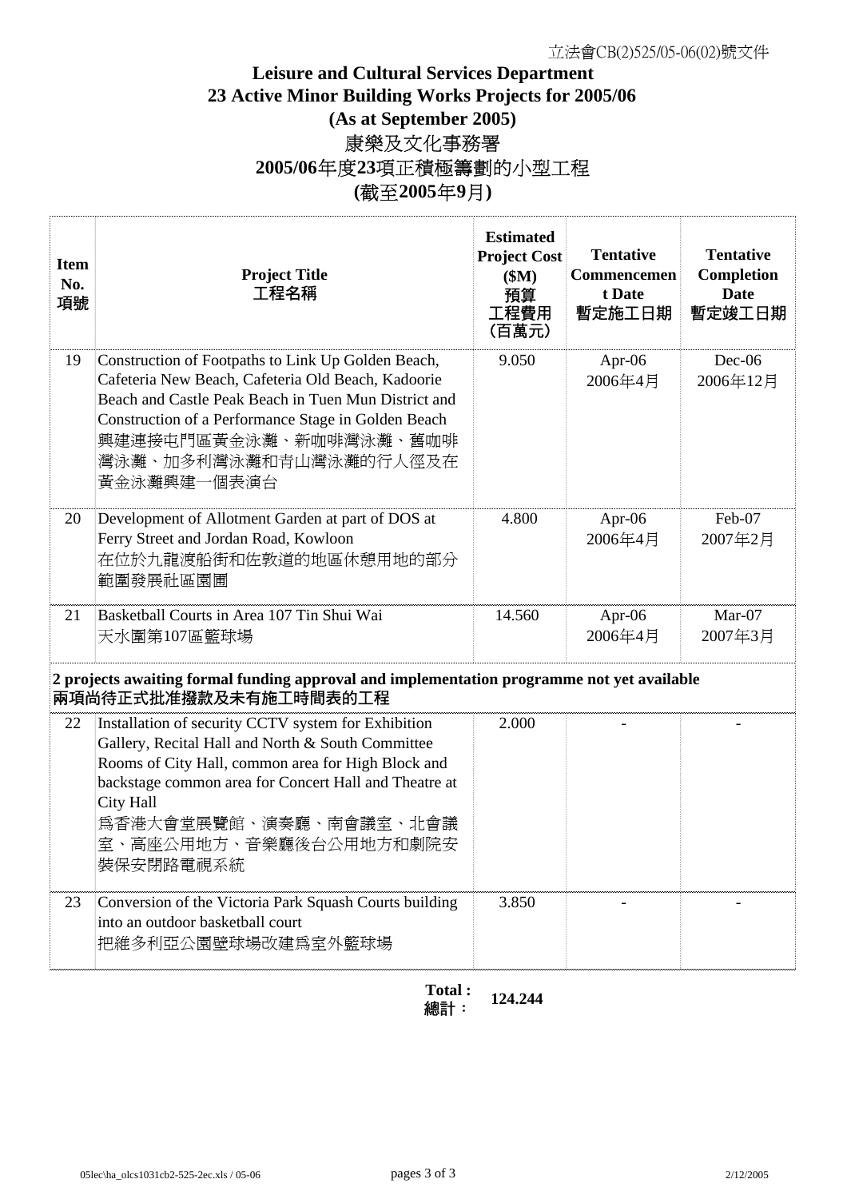立法會CB(2)525/05-06(02)號文件

# Leisure and Cultural Services Department
# 23 Active Minor Building Works Projects for 2005/06
# (As at September 2005)
# 康樂及文化事務署
# 2005/06年度23項正積極籌劃的小型工程
# (截至2005年9月)

| Item No. 項號 | Project Title 工程名稱 | Estimated Project Cost ($M) 預算工程費用 (百萬元) | Tentative Commencement Date 暫定施工日期 | Tentative Completion Date 暫定竣工日期 |
|---|---|---|---|---|
| 19 | Construction of Footpaths to Link Up Golden Beach, Cafeteria New Beach, Cafeteria Old Beach, Kadoorie Beach and Castle Peak Beach in Tuen Mun District and Construction of a Performance Stage in Golden Beach 興建連接屯門區黃金泳灘、新咖啡灣泳灘、舊咖啡灣泳灘、加多利灣泳灘和青山灣泳灘的行人徑及在黃金泳灘興建一個表演台 | 9.050 | Apr-06 2006年4月 | Dec-06 2006年12月 |
| 20 | Development of Allotment Garden at part of DOS at Ferry Street and Jordan Road, Kowloon 在位於九龍渡船街和佐敦道的地區休憩用地的部分範圍發展社區園圃 | 4.800 | Apr-06 2006年4月 | Feb-07 2007年2月 |
| 21 | Basketball Courts in Area 107 Tin Shui Wai 天水圍第107區籃球場 | 14.560 | Apr-06 2006年4月 | Mar-07 2007年3月 |
| **2 projects awaiting formal funding approval and implementation programme not yet available 兩項尚待正式批准撥款及未有施工時間表的工程** | | | | |
| 22 | Installation of security CCTV system for Exhibition Gallery, Recital Hall and North & South Committee Rooms of City Hall, common area for High Block and backstage common area for Concert Hall and Theatre at City Hall 為香港大會堂展覽館、演奏廳、南會議室、北會議室、高座公用地方、音樂廳後台公用地方和劇院安裝保安閉路電視系統 | 2.000 | - | - |
| 23 | Conversion of the Victoria Park Squash Courts building into an outdoor basketball court 把維多利亞公園壁球場改建為室外籃球場 | 3.850 | - | - |

**Total : 總計 :** **124.244**